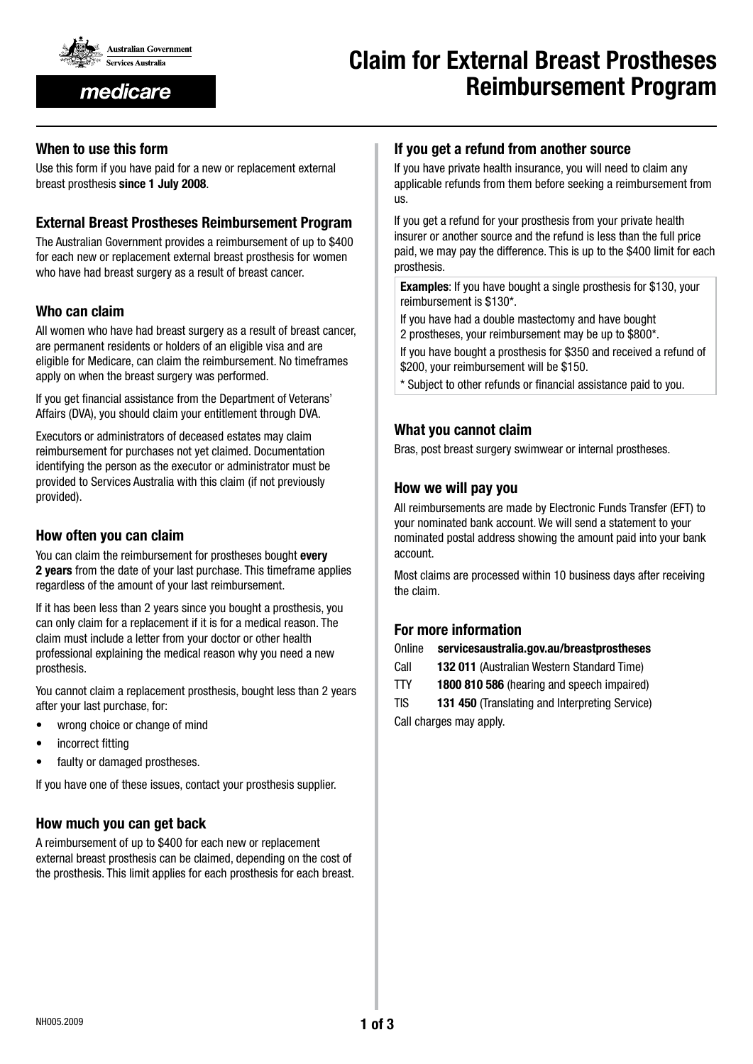Australian Government
Services Australia

medicare

# Claim for External Breast Prostheses Reimbursement Program

## When to use this form

Use this form if you have paid for a new or replacement external breast prosthesis **since 1 July 2008**.

## External Breast Prostheses Reimbursement Program

The Australian Government provides a reimbursement of up to $400 for each new or replacement external breast prosthesis for women who have had breast surgery as a result of breast cancer.

## Who can claim

All women who have had breast surgery as a result of breast cancer, are permanent residents or holders of an eligible visa and are eligible for Medicare, can claim the reimbursement. No timeframes apply on when the breast surgery was performed.

If you get financial assistance from the Department of Veterans' Affairs (DVA), you should claim your entitlement through DVA.

Executors or administrators of deceased estates may claim reimbursement for purchases not yet claimed. Documentation identifying the person as the executor or administrator must be provided to Services Australia with this claim (if not previously provided).

## How often you can claim

You can claim the reimbursement for prostheses bought **every 2 years** from the date of your last purchase. This timeframe applies regardless of the amount of your last reimbursement.

If it has been less than 2 years since you bought a prosthesis, you can only claim for a replacement if it is for a medical reason. The claim must include a letter from your doctor or other health professional explaining the medical reason why you need a new prosthesis.

You cannot claim a replacement prosthesis, bought less than 2 years after your last purchase, for:

- wrong choice or change of mind
- incorrect fitting
- faulty or damaged prostheses.

If you have one of these issues, contact your prosthesis supplier.

## How much you can get back

A reimbursement of up to $400 for each new or replacement external breast prosthesis can be claimed, depending on the cost of the prosthesis. This limit applies for each prosthesis for each breast.

## If you get a refund from another source

If you have private health insurance, you will need to claim any applicable refunds from them before seeking a reimbursement from us.

If you get a refund for your prosthesis from your private health insurer or another source and the refund is less than the full price paid, we may pay the difference. This is up to the $400 limit for each prosthesis.

**Examples**: If you have bought a single prosthesis for $130, your reimbursement is $130*.

If you have had a double mastectomy and have bought 2 prostheses, your reimbursement may be up to $800*.

If you have bought a prosthesis for $350 and received a refund of $200, your reimbursement will be $150.

* Subject to other refunds or financial assistance paid to you.

## What you cannot claim

Bras, post breast surgery swimwear or internal prostheses.

## How we will pay you

All reimbursements are made by Electronic Funds Transfer (EFT) to your nominated bank account. We will send a statement to your nominated postal address showing the amount paid into your bank account.

Most claims are processed within 10 business days after receiving the claim.

## For more information

Online **servicesaustralia.gov.au/breastprostheses**
Call **132 011** (Australian Western Standard Time)
TTY **1800 810 586** (hearing and speech impaired)
TIS **131 450** (Translating and Interpreting Service)

Call charges may apply.

NH005.2009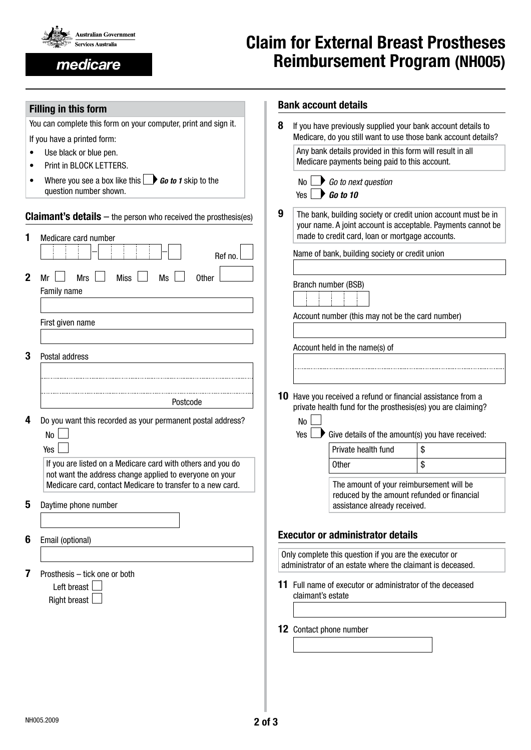# Claim for External Breast Prostheses Reimbursement Program (NH005)

Australian Government
Services Australia

medicare

## Filling in this form

You can complete this form on your computer, print and sign it.

If you have a printed form:

- Use black or blue pen.
- Print in BLOCK LETTERS.
- Where you see a box like this ☐ ***Go to 1*** skip to the question number shown.

## Claimant's details – the person who received the prosthesis(es)

**1** Medicare card number

Ref no.

**2** Mr ☐ Mrs ☐ Miss ☐ Ms ☐ Other

Family name

First given name

**3** Postal address

Postcode

**4** Do you want this recorded as your permanent postal address?

No ☐

Yes ☐

If you are listed on a Medicare card with others and you do not want the address change applied to everyone on your Medicare card, contact Medicare to transfer to a new card.

**5** Daytime phone number

**6** Email (optional)

**7** Prosthesis – tick one or both

Left breast ☐

Right breast ☐

## Bank account details

**8** If you have previously supplied your bank account details to Medicare, do you still want to use those bank account details?

Any bank details provided in this form will result in all Medicare payments being paid to this account.

No ☐ *Go to next question*

Yes ☐ ***Go to 10***

**9** The bank, building society or credit union account must be in your name. A joint account is acceptable. Payments cannot be made to credit card, loan or mortgage accounts.

Name of bank, building society or credit union

Branch number (BSB)

Account number (this may not be the card number)

Account held in the name(s) of

**10** Have you received a refund or financial assistance from a private health fund for the prosthesis(es) you are claiming?

No ☐

Yes ☐ Give details of the amount(s) you have received:

| | |
|---|---|
| Private health fund | $ |
| Other | $ |

The amount of your reimbursement will be reduced by the amount refunded or financial assistance already received.

## Executor or administrator details

Only complete this question if you are the executor or administrator of an estate where the claimant is deceased.

**11** Full name of executor or administrator of the deceased claimant's estate

**12** Contact phone number

NH005.2009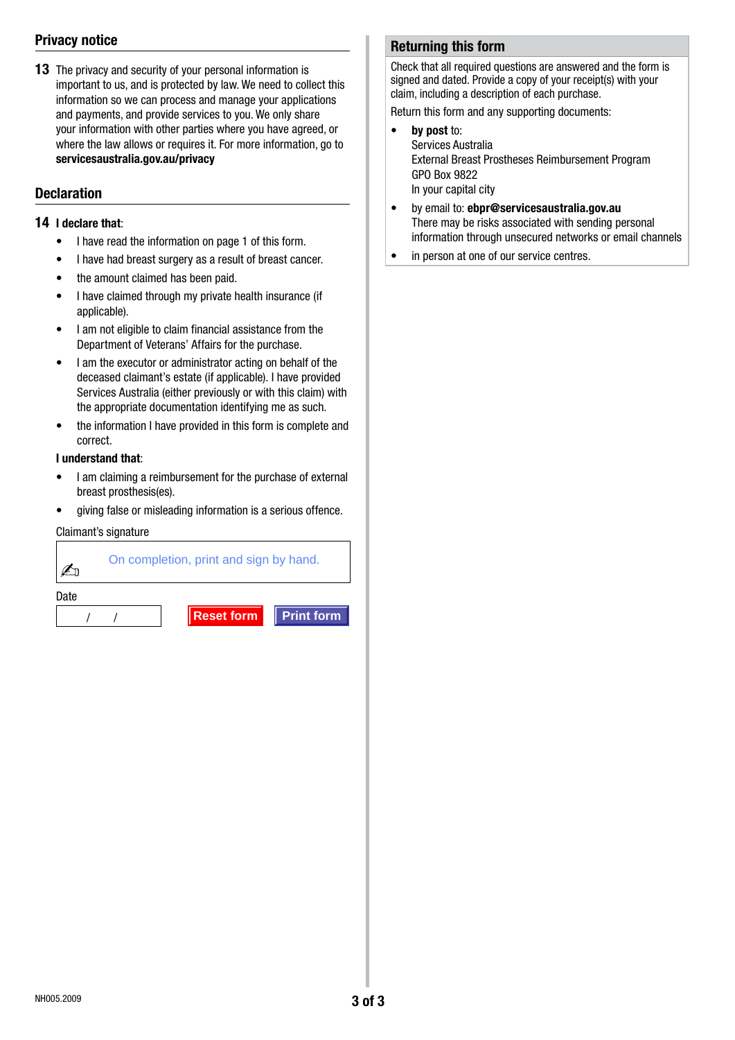## Privacy notice

**13** The privacy and security of your personal information is important to us, and is protected by law. We need to collect this information so we can process and manage your applications and payments, and provide services to you. We only share your information with other parties where you have agreed, or where the law allows or requires it. For more information, go to **servicesaustralia.gov.au/privacy**

## Declaration

**14** **I declare that**:

- I have read the information on page 1 of this form.
- I have had breast surgery as a result of breast cancer.
- the amount claimed has been paid.
- I have claimed through my private health insurance (if applicable).
- I am not eligible to claim financial assistance from the Department of Veterans' Affairs for the purchase.
- I am the executor or administrator acting on behalf of the deceased claimant's estate (if applicable). I have provided Services Australia (either previously or with this claim) with the appropriate documentation identifying me as such.
- the information I have provided in this form is complete and correct.

**I understand that**:

- I am claiming a reimbursement for the purchase of external breast prosthesis(es).
- giving false or misleading information is a serious offence.

Claimant's signature

On completion, print and sign by hand.

Date

/ /

Reset form

Print form

## Returning this form

Check that all required questions are answered and the form is signed and dated. Provide a copy of your receipt(s) with your claim, including a description of each purchase.

Return this form and any supporting documents:

- **by post** to:
  Services Australia
  External Breast Prostheses Reimbursement Program
  GPO Box 9822
  In your capital city
- by email to: **ebpr@servicesaustralia.gov.au**
  There may be risks associated with sending personal information through unsecured networks or email channels
- in person at one of our service centres.

NH005.2009